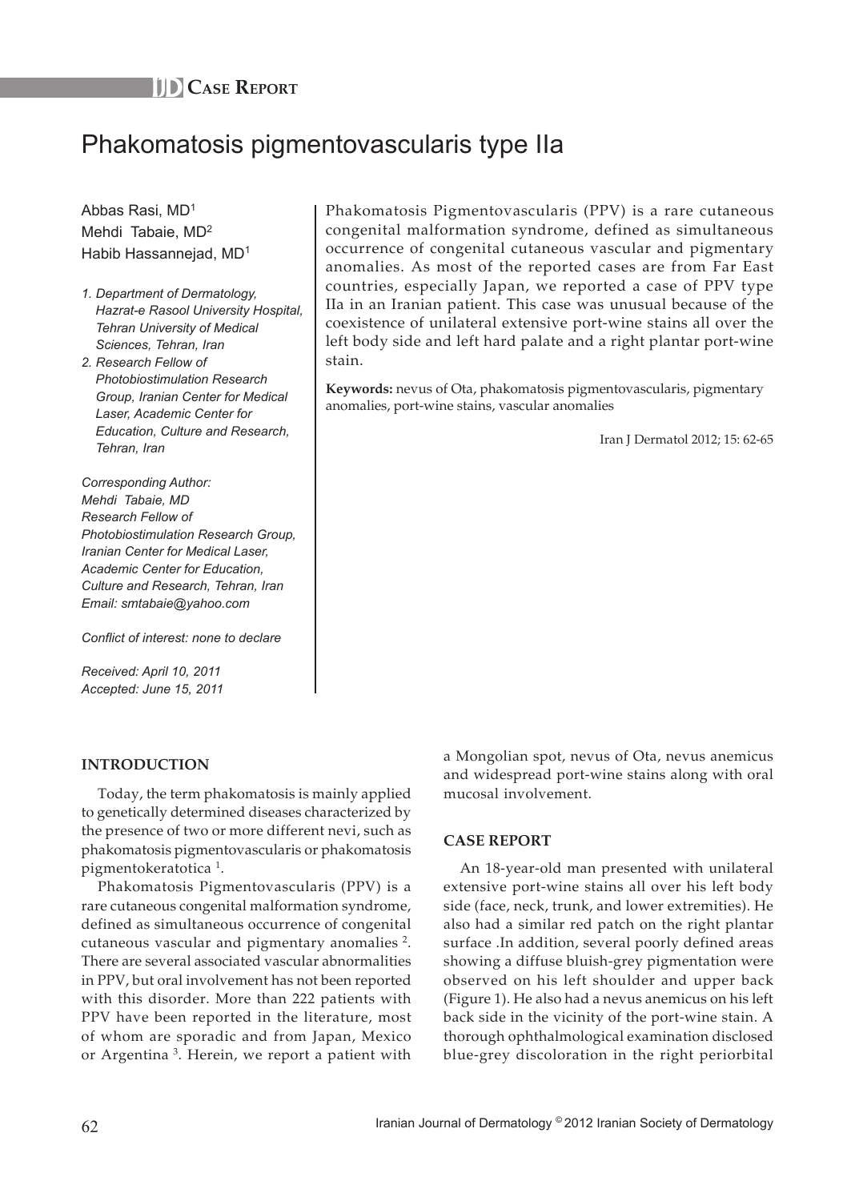IJD **Case Report**

# Phakomatosis pigmentovascularis type IIa

Abbas Rasi, MD[1]
Mehdi Tabaie, MD[2]
Habib Hassannejad, MD[1]

*1. Department of Dermatology, Hazrat-e Rasool University Hospital, Tehran University of Medical Sciences, Tehran, Iran*
*2. Research Fellow of Photobiostimulation Research Group, Iranian Center for Medical Laser, Academic Center for Education, Culture and Research, Tehran, Iran*

*Corresponding Author:*
*Mehdi Tabaie, MD*
*Research Fellow of Photobiostimulation Research Group, Iranian Center for Medical Laser, Academic Center for Education, Culture and Research, Tehran, Iran*
*Email: smtabaie@yahoo.com*

*Conflict of interest: none to declare*

*Received: April 10, 2011*
*Accepted: June 15, 2011*

Phakomatosis Pigmentovascularis (PPV) is a rare cutaneous congenital malformation syndrome, defined as simultaneous occurrence of congenital cutaneous vascular and pigmentary anomalies. As most of the reported cases are from Far East countries, especially Japan, we reported a case of PPV type IIa in an Iranian patient. This case was unusual because of the coexistence of unilateral extensive port-wine stains all over the left body side and left hard palate and a right plantar port-wine stain.

**Keywords:** nevus of Ota, phakomatosis pigmentovascularis, pigmentary anomalies, port-wine stains, vascular anomalies

Iran J Dermatol 2012; 15: 62-65

## INTRODUCTION

Today, the term phakomatosis is mainly applied to genetically determined diseases characterized by the presence of two or more different nevi, such as phakomatosis pigmentovascularis or phakomatosis pigmentokeratotica [1].

Phakomatosis Pigmentovascularis (PPV) is a rare cutaneous congenital malformation syndrome, defined as simultaneous occurrence of congenital cutaneous vascular and pigmentary anomalies [2]. There are several associated vascular abnormalities in PPV, but oral involvement has not been reported with this disorder. More than 222 patients with PPV have been reported in the literature, most of whom are sporadic and from Japan, Mexico or Argentina [3]. Herein, we report a patient with a Mongolian spot, nevus of Ota, nevus anemicus and widespread port-wine stains along with oral mucosal involvement.

## CASE REPORT

An 18-year-old man presented with unilateral extensive port-wine stains all over his left body side (face, neck, trunk, and lower extremities). He also had a similar red patch on the right plantar surface .In addition, several poorly defined areas showing a diffuse bluish-grey pigmentation were observed on his left shoulder and upper back (Figure 1). He also had a nevus anemicus on his left back side in the vicinity of the port-wine stain. A thorough ophthalmological examination disclosed blue-grey discoloration in the right periorbital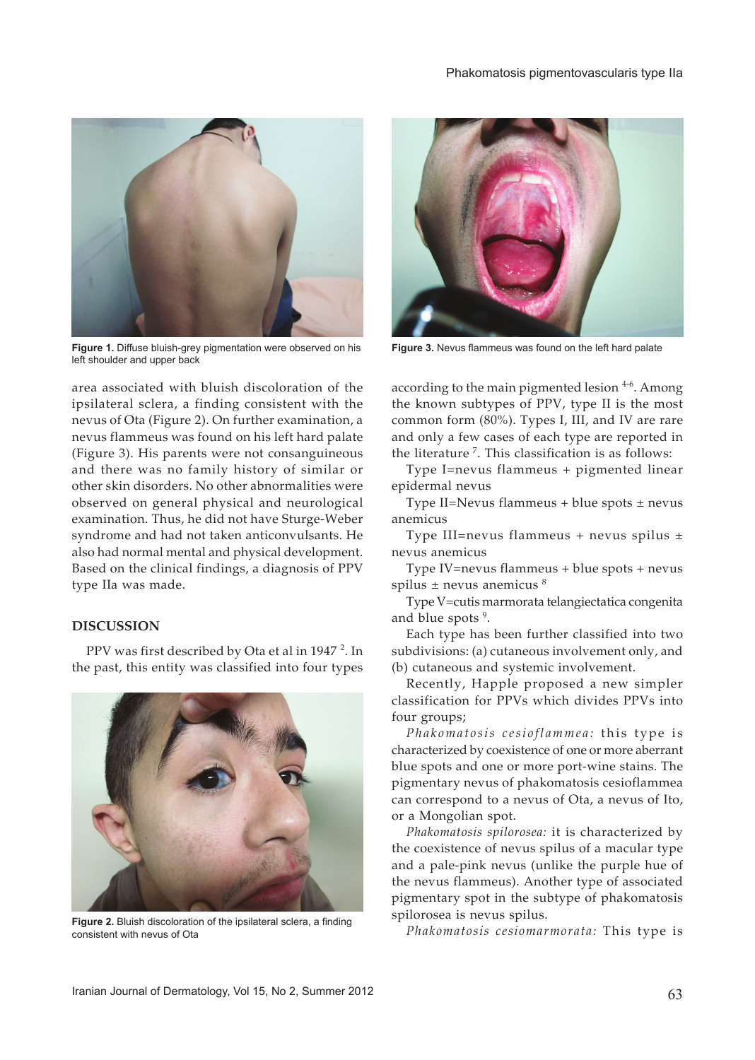Figure 1. Diffuse bluish-grey pigmentation were observed on his left shoulder and upper back

Figure 3. Nevus flammeus was found on the left hard palate

area associated with bluish discoloration of the ipsilateral sclera, a finding consistent with the nevus of Ota (Figure 2). On further examination, a nevus flammeus was found on his left hard palate (Figure 3). His parents were not consanguineous and there was no family history of similar or other skin disorders. No other abnormalities were observed on general physical and neurological examination. Thus, he did not have Sturge-Weber syndrome and had not taken anticonvulsants. He also had normal mental and physical development. Based on the clinical findings, a diagnosis of PPV type IIa was made.

## DISCUSSION

PPV was first described by Ota et al in 1947 [2]. In the past, this entity was classified into four types according to the main pigmented lesion [4-6]. Among the known subtypes of PPV, type II is the most common form (80%). Types I, III, and IV are rare and only a few cases of each type are reported in the literature [7]. This classification is as follows:

Type I=nevus flammeus + pigmented linear epidermal nevus

Type II=Nevus flammeus + blue spots ± nevus anemicus

Type III=nevus flammeus + nevus spilus ± nevus anemicus

Type IV=nevus flammeus + blue spots + nevus spilus ± nevus anemicus [8]

Type V=cutis marmorata telangiectatica congenita and blue spots [9].

Each type has been further classified into two subdivisions: (a) cutaneous involvement only, and (b) cutaneous and systemic involvement.

Recently, Happle proposed a new simpler classification for PPVs which divides PPVs into four groups;

*Phakomatosis cesioflammea:* this type is characterized by coexistence of one or more aberrant blue spots and one or more port-wine stains. The pigmentary nevus of phakomatosis cesioflammea can correspond to a nevus of Ota, a nevus of Ito, or a Mongolian spot.

*Phakomatosis spilorosea:* it is characterized by the coexistence of nevus spilus of a macular type and a pale-pink nevus (unlike the purple hue of the nevus flammeus). Another type of associated pigmentary spot in the subtype of phakomatosis spilorosea is nevus spilus.

*Phakomatosis cesiomarmorata:* This type is

Figure 2. Bluish discoloration of the ipsilateral sclera, a finding consistent with nevus of Ota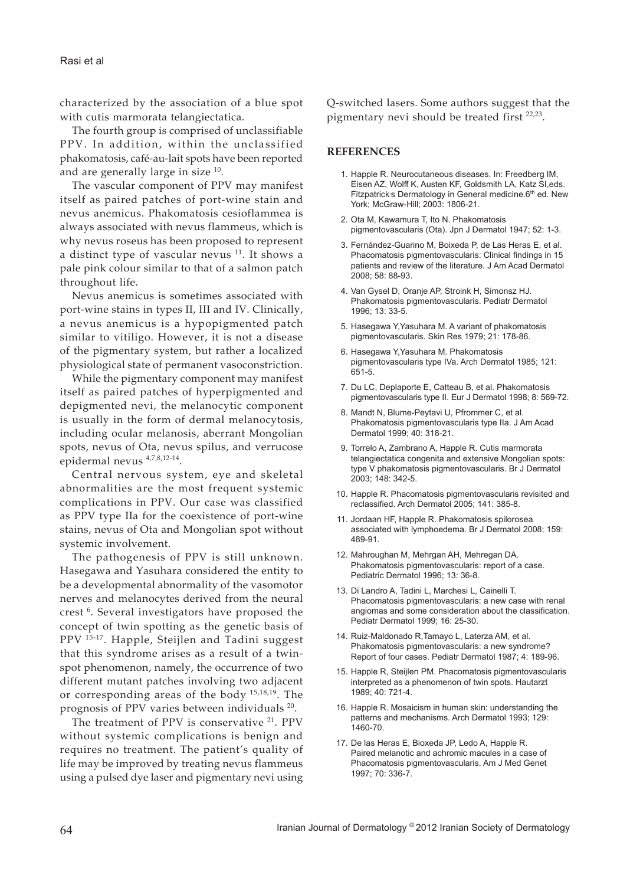characterized by the association of a blue spot with cutis marmorata telangiectatica.

The fourth group is comprised of unclassifiable PPV. In addition, within the unclassified phakomatosis, café-au-lait spots have been reported and are generally large in size [10].

The vascular component of PPV may manifest itself as paired patches of port-wine stain and nevus anemicus. Phakomatosis cesioflammea is always associated with nevus flammeus, which is why nevus roseus has been proposed to represent a distinct type of vascular nevus [11]. It shows a pale pink colour similar to that of a salmon patch throughout life.

Nevus anemicus is sometimes associated with port-wine stains in types II, III and IV. Clinically, a nevus anemicus is a hypopigmented patch similar to vitiligo. However, it is not a disease of the pigmentary system, but rather a localized physiological state of permanent vasoconstriction.

While the pigmentary component may manifest itself as paired patches of hyperpigmented and depigmented nevi, the melanocytic component is usually in the form of dermal melanocytosis, including ocular melanosis, aberrant Mongolian spots, nevus of Ota, nevus spilus, and verrucose epidermal nevus [4,7,8,12-14].

Central nervous system, eye and skeletal abnormalities are the most frequent systemic complications in PPV. Our case was classified as PPV type IIa for the coexistence of port-wine stains, nevus of Ota and Mongolian spot without systemic involvement.

The pathogenesis of PPV is still unknown. Hasegawa and Yasuhara considered the entity to be a developmental abnormality of the vasomotor nerves and melanocytes derived from the neural crest [6]. Several investigators have proposed the concept of twin spotting as the genetic basis of PPV [15-17]. Happle, Steijlen and Tadini suggest that this syndrome arises as a result of a twin-spot phenomenon, namely, the occurrence of two different mutant patches involving two adjacent or corresponding areas of the body [15,18,19]. The prognosis of PPV varies between individuals [20].

The treatment of PPV is conservative [21]. PPV without systemic complications is benign and requires no treatment. The patient's quality of life may be improved by treating nevus flammeus using a pulsed dye laser and pigmentary nevi using Q-switched lasers. Some authors suggest that the pigmentary nevi should be treated first [22,23].

## REFERENCES

1. Happle R. Neurocutaneous diseases. In: Freedberg IM, Eisen AZ, Wolff K, Austen KF, Goldsmith LA, Katz SI,eds. Fitzpatrick's Dermatology in General medicine.6th ed. New York; McGraw-Hill; 2003: 1806-21.
2. Ota M, Kawamura T, Ito N. Phakomatosis pigmentovascularis (Ota). Jpn J Dermatol 1947; 52: 1-3.
3. Fernández-Guarino M, Boixeda P, de Las Heras E, et al. Phacomatosis pigmentovascularis: Clinical findings in 15 patients and review of the literature. J Am Acad Dermatol 2008; 58: 88-93.
4. Van Gysel D, Oranje AP, Stroink H, Simonsz HJ. Phakomatosis pigmentovascularis. Pediatr Dermatol 1996; 13: 33-5.
5. Hasegawa Y,Yasuhara M. A variant of phakomatosis pigmentovascularis. Skin Res 1979; 21: 178-86.
6. Hasegawa Y,Yasuhara M. Phakomatosis pigmentovascularis type IVa. Arch Dermatol 1985; 121: 651-5.
7. Du LC, Deplaporte E, Catteau B, et al. Phakomatosis pigmentovascularis type II. Eur J Dermatol 1998; 8: 569-72.
8. Mandt N, Blume-Peytavi U, Pfrommer C, et al. Phakomatosis pigmentovascularis type IIa. J Am Acad Dermatol 1999; 40: 318-21.
9. Torrelo A, Zambrano A, Happle R. Cutis marmorata telangiectatica congenita and extensive Mongolian spots: type V phakomatosis pigmentovascularis. Br J Dermatol 2003; 148: 342-5.
10. Happle R. Phacomatosis pigmentovascularis revisited and reclassified. Arch Dermatol 2005; 141: 385-8.
11. Jordaan HF, Happle R. Phakomatosis spilorosea associated with lymphoedema. Br J Dermatol 2008; 159: 489-91.
12. Mahroughan M, Mehrgan AH, Mehregan DA. Phakomatosis pigmentovascularis: report of a case. Pediatric Dermatol 1996; 13: 36-8.
13. Di Landro A, Tadini L, Marchesi L, Cainelli T. Phacomatosis pigmentovascularis: a new case with renal angiomas and some consideration about the classification. Pediatr Dermatol 1999; 16: 25-30.
14. Ruiz-Maldonado R,Tamayo L, Laterza AM, et al. Phakomatosis pigmentovascularis: a new syndrome? Report of four cases. Pediatr Dermatol 1987; 4: 189-96.
15. Happle R, Steijlen PM. Phacomatosis pigmentovascularis interpreted as a phenomenon of twin spots. Hautarzt 1989; 40: 721-4.
16. Happle R. Mosaicism in human skin: understanding the patterns and mechanisms. Arch Dermatol 1993; 129: 1460-70.
17. De las Heras E, Bioxeda JP, Ledo A, Happle R. Paired melanotic and achromic macules in a case of Phacomatosis pigmentovascularis. Am J Med Genet 1997; 70: 336-7.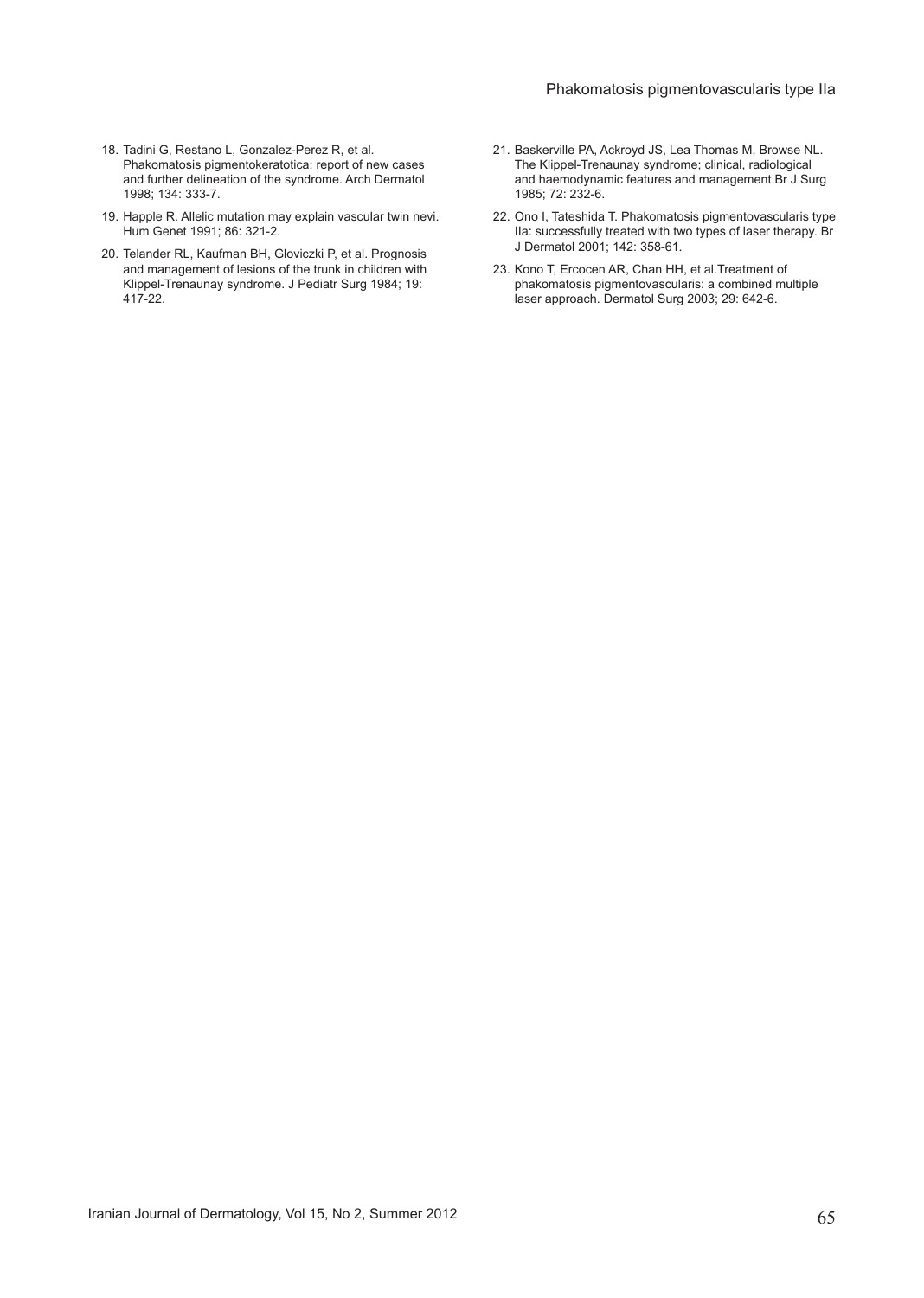18. Tadini G, Restano L, Gonzalez-Perez R, et al. Phakomatosis pigmentokeratotica: report of new cases and further delineation of the syndrome. Arch Dermatol 1998; 134: 333-7.
19. Happle R. Allelic mutation may explain vascular twin nevi. Hum Genet 1991; 86: 321-2.
20. Telander RL, Kaufman BH, Gloviczki P, et al. Prognosis and management of lesions of the trunk in children with Klippel-Trenaunay syndrome. J Pediatr Surg 1984; 19: 417-22.
21. Baskerville PA, Ackroyd JS, Lea Thomas M, Browse NL. The Klippel-Trenaunay syndrome; clinical, radiological and haemodynamic features and management.Br J Surg 1985; 72: 232-6.
22. Ono I, Tateshida T. Phakomatosis pigmentovascularis type IIa: successfully treated with two types of laser therapy. Br J Dermatol 2001; 142: 358-61.
23. Kono T, Ercocen AR, Chan HH, et al.Treatment of phakomatosis pigmentovascularis: a combined multiple laser approach. Dermatol Surg 2003; 29: 642-6.